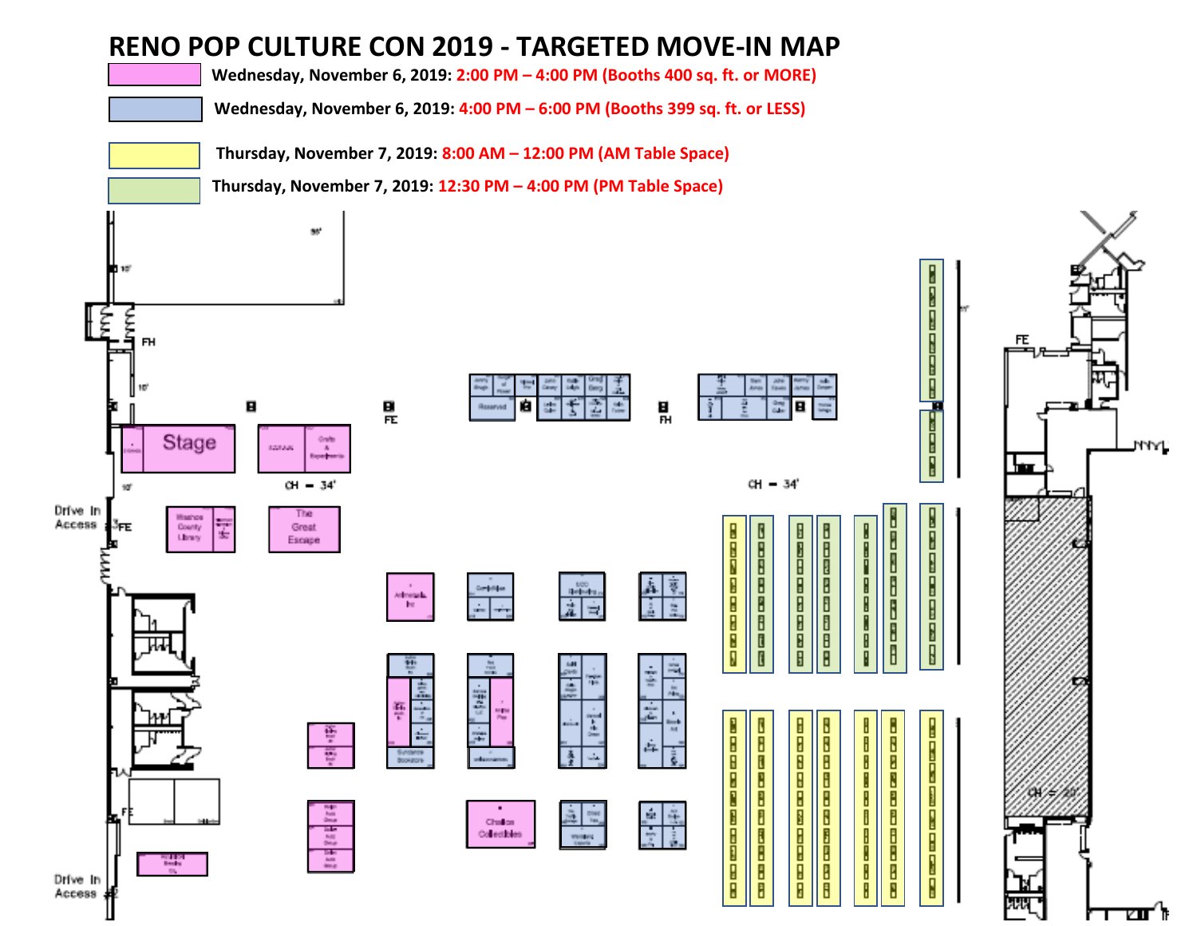# RENO POP CULTURE CON 2019 - TARGETED MOVE-IN MAP

| Color | Move-In Time |
|---|---|
| Pink | Wednesday, November 6, 2019: 2:00 PM – 4:00 PM (Booths 400 sq. ft. or MORE) |
| Blue | Wednesday, November 6, 2019: 4:00 PM – 6:00 PM (Booths 399 sq. ft. or LESS) |
| Yellow | Thursday, November 7, 2019: 8:00 AM – 12:00 PM (AM Table Space) |
| Green | Thursday, November 7, 2019: 12:30 PM – 4:00 PM (PM Table Space) |

Stage

The Great Escape

Washoe County Library

Animetals Inc

Chalice Collectibles

Sundance Bookstore

Reserved

Drive In Access

Drive In Access

FE

FH

CH = 34'

CH = 34'

CH = 20'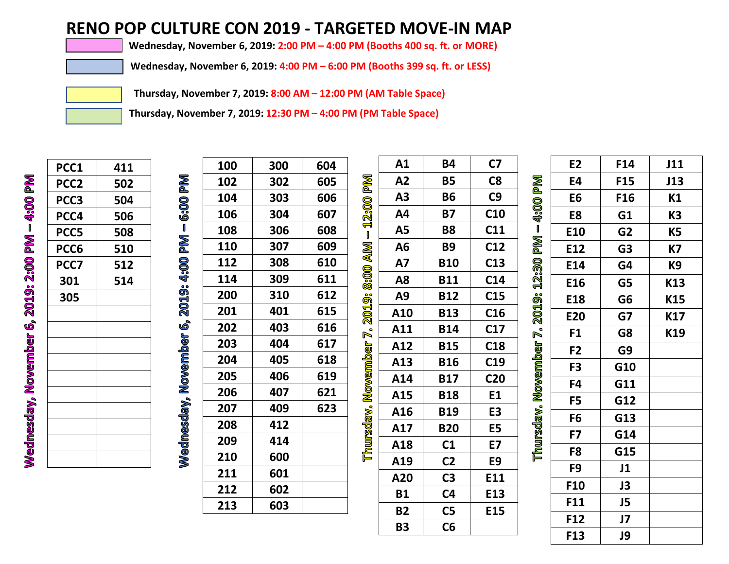# RENO POP CULTURE CON 2019 - TARGETED MOVE-IN MAP

**Wednesday, November 6, 2019:** **2:00 PM – 4:00 PM (Booths 400 sq. ft. or MORE)**

**Wednesday, November 6, 2019:** **4:00 PM – 6:00 PM (Booths 399 sq. ft. or LESS)**

**Thursday, November 7, 2019:** **8:00 AM – 12:00 PM (AM Table Space)**

**Thursday, November 7, 2019:** **12:30 PM – 4:00 PM (PM Table Space)**

**Wednesday, November 6, 2019: 2:00 PM – 4:00 PM**

| | |
|---|---|
| PCC1 | 411 |
| PCC2 | 502 |
| PCC3 | 504 |
| PCC4 | 506 |
| PCC5 | 508 |
| PCC6 | 510 |
| PCC7 | 512 |
| 301 | 514 |
| 305 | |
| | |
| | |
| | |
| | |
| | |
| | |
| | |
| | |
| | |
| | |

**Wednesday, November 6, 2019: 4:00 PM – 6:00 PM**

| | | |
|---|---|---|
| 100 | 300 | 604 |
| 102 | 302 | 605 |
| 104 | 303 | 606 |
| 106 | 304 | 607 |
| 108 | 306 | 608 |
| 110 | 307 | 609 |
| 112 | 308 | 610 |
| 114 | 309 | 611 |
| 200 | 310 | 612 |
| 201 | 401 | 615 |
| 202 | 403 | 616 |
| 203 | 404 | 617 |
| 204 | 405 | 618 |
| 205 | 406 | 619 |
| 206 | 407 | 621 |
| 207 | 409 | 623 |
| 208 | 412 | |
| 209 | 414 | |
| 210 | 600 | |
| 211 | 601 | |
| 212 | 602 | |
| 213 | 603 | |

**Thursday, November 7, 2019: 8:00 AM – 12:00 PM**

| | | |
|---|---|---|
| A1 | B4 | C7 |
| A2 | B5 | C8 |
| A3 | B6 | C9 |
| A4 | B7 | C10 |
| A5 | B8 | C11 |
| A6 | B9 | C12 |
| A7 | B10 | C13 |
| A8 | B11 | C14 |
| A9 | B12 | C15 |
| A10 | B13 | C16 |
| A11 | B14 | C17 |
| A12 | B15 | C18 |
| A13 | B16 | C19 |
| A14 | B17 | C20 |
| A15 | B18 | E1 |
| A16 | B19 | E3 |
| A17 | B20 | E5 |
| A18 | C1 | E7 |
| A19 | C2 | E9 |
| A20 | C3 | E11 |
| B1 | C4 | E13 |
| B2 | C5 | E15 |
| B3 | C6 | |

**Thursday, November 7, 2019: 12:30 PM – 4:00 PM**

| | | |
|---|---|---|
| E2 | F14 | J11 |
| E4 | F15 | J13 |
| E6 | F16 | K1 |
| E8 | G1 | K3 |
| E10 | G2 | K5 |
| E12 | G3 | K7 |
| E14 | G4 | K9 |
| E16 | G5 | K13 |
| E18 | G6 | K15 |
| E20 | G7 | K17 |
| F1 | G8 | K19 |
| F2 | G9 | |
| F3 | G10 | |
| F4 | G11 | |
| F5 | G12 | |
| F6 | G13 | |
| F7 | G14 | |
| F8 | G15 | |
| F9 | J1 | |
| F10 | J3 | |
| F11 | J5 | |
| F12 | J7 | |
| F13 | J9 | |